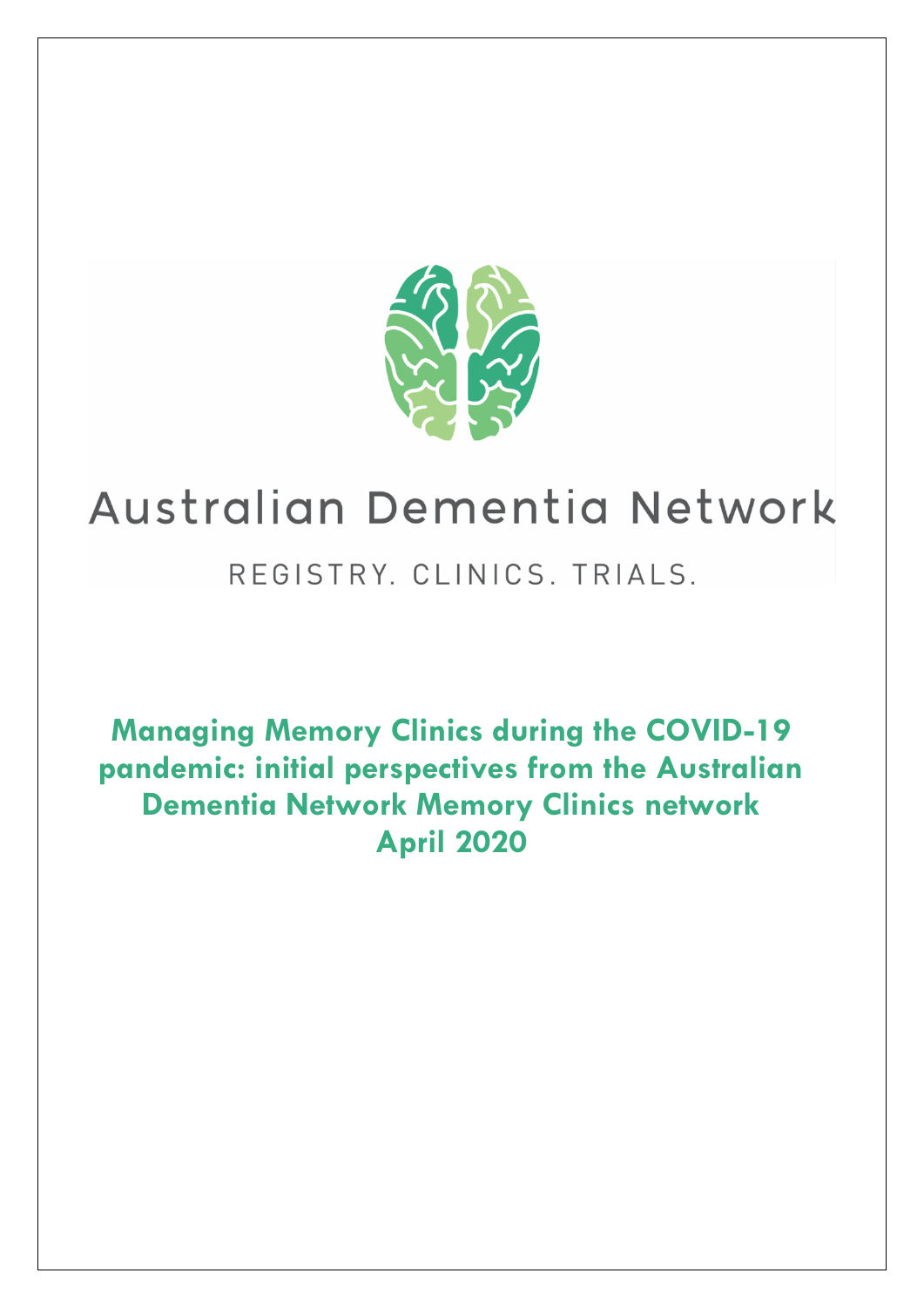Australian Dementia Network

REGISTRY. CLINICS. TRIALS.

# Managing Memory Clinics during the COVID-19 pandemic: initial perspectives from the Australian Dementia Network Memory Clinics network

## April 2020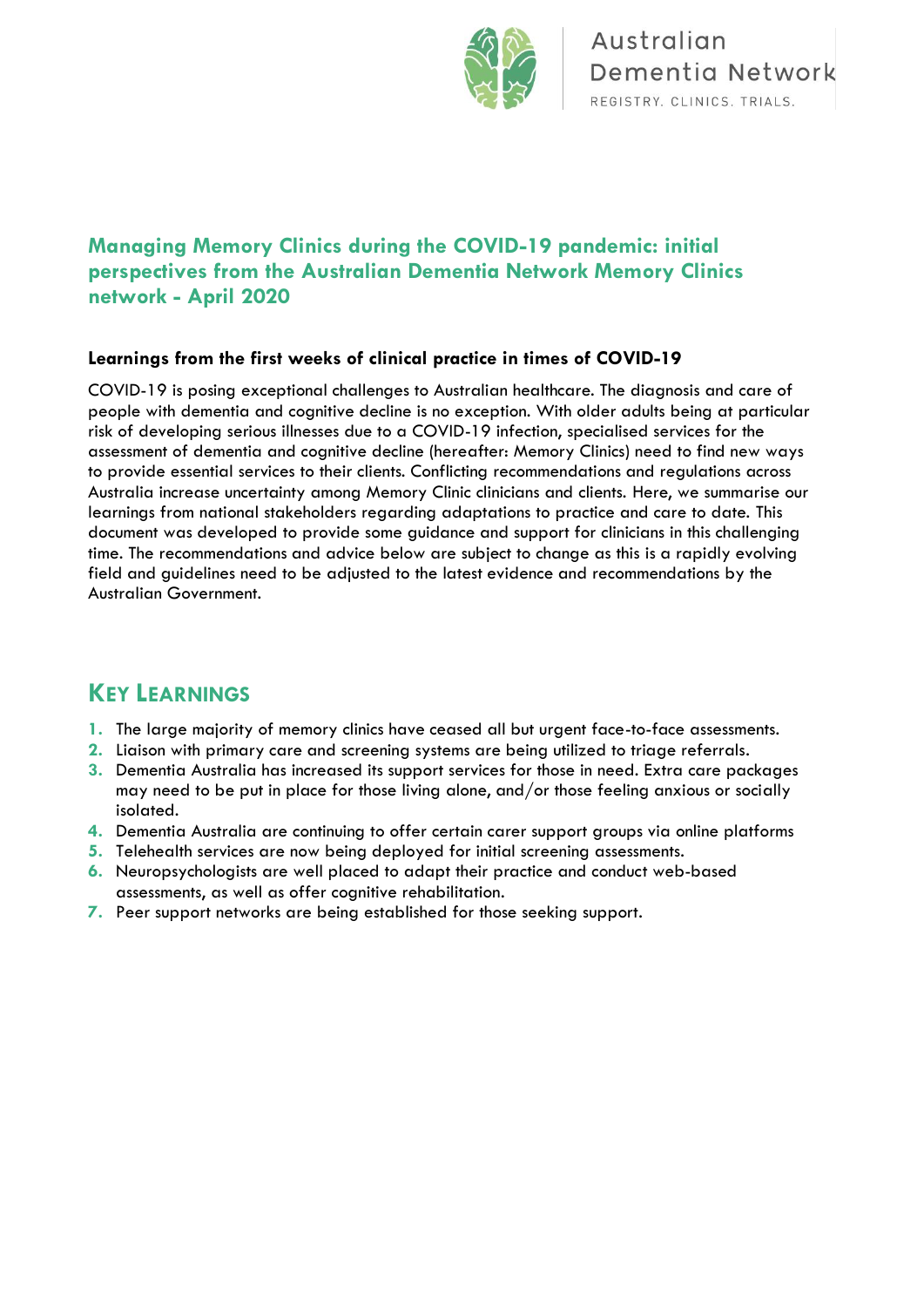## Managing Memory Clinics during the COVID-19 pandemic: initial perspectives from the Australian Dementia Network Memory Clinics network - April 2020

### Learnings from the first weeks of clinical practice in times of COVID-19

COVID-19 is posing exceptional challenges to Australian healthcare. The diagnosis and care of people with dementia and cognitive decline is no exception. With older adults being at particular risk of developing serious illnesses due to a COVID-19 infection, specialised services for the assessment of dementia and cognitive decline (hereafter: Memory Clinics) need to find new ways to provide essential services to their clients. Conflicting recommendations and regulations across Australia increase uncertainty among Memory Clinic clinicians and clients. Here, we summarise our learnings from national stakeholders regarding adaptations to practice and care to date. This document was developed to provide some guidance and support for clinicians in this challenging time. The recommendations and advice below are subject to change as this is a rapidly evolving field and guidelines need to be adjusted to the latest evidence and recommendations by the Australian Government.

## Key Learnings

1. The large majority of memory clinics have ceased all but urgent face-to-face assessments.
2. Liaison with primary care and screening systems are being utilized to triage referrals.
3. Dementia Australia has increased its support services for those in need. Extra care packages may need to be put in place for those living alone, and/or those feeling anxious or socially isolated.
4. Dementia Australia are continuing to offer certain carer support groups via online platforms
5. Telehealth services are now being deployed for initial screening assessments.
6. Neuropsychologists are well placed to adapt their practice and conduct web-based assessments, as well as offer cognitive rehabilitation.
7. Peer support networks are being established for those seeking support.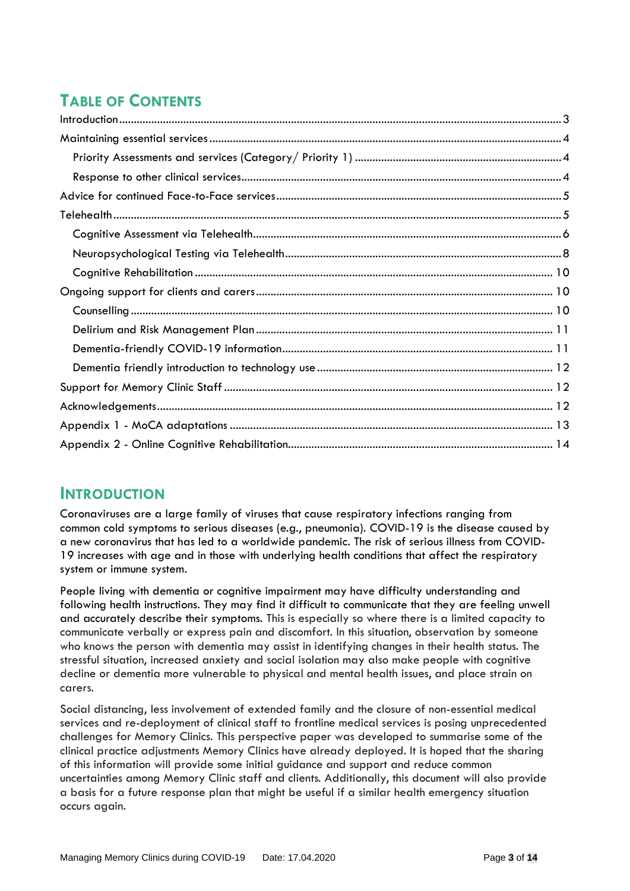## TABLE OF CONTENTS

- Introduction ..... 3
- Maintaining essential services ..... 4
  - Priority Assessments and services (Category/ Priority 1) ..... 4
  - Response to other clinical services ..... 4
- Advice for continued Face-to-Face services ..... 5
- Telehealth ..... 5
  - Cognitive Assessment via Telehealth ..... 6
  - Neuropsychological Testing via Telehealth ..... 8
  - Cognitive Rehabilitation ..... 10
- Ongoing support for clients and carers ..... 10
  - Counselling ..... 10
  - Delirium and Risk Management Plan ..... 11
  - Dementia-friendly COVID-19 information ..... 11
  - Dementia friendly introduction to technology use ..... 12
- Support for Memory Clinic Staff ..... 12
- Acknowledgements ..... 12
- Appendix 1 - MoCA adaptations ..... 13
- Appendix 2 - Online Cognitive Rehabilitation ..... 14

## INTRODUCTION

Coronaviruses are a large family of viruses that cause respiratory infections ranging from common cold symptoms to serious diseases (e.g., pneumonia). COVID-19 is the disease caused by a new coronavirus that has led to a worldwide pandemic. The risk of serious illness from COVID-19 increases with age and in those with underlying health conditions that affect the respiratory system or immune system.

People living with dementia or cognitive impairment may have difficulty understanding and following health instructions. They may find it difficult to communicate that they are feeling unwell and accurately describe their symptoms. This is especially so where there is a limited capacity to communicate verbally or express pain and discomfort. In this situation, observation by someone who knows the person with dementia may assist in identifying changes in their health status. The stressful situation, increased anxiety and social isolation may also make people with cognitive decline or dementia more vulnerable to physical and mental health issues, and place strain on carers.

Social distancing, less involvement of extended family and the closure of non-essential medical services and re-deployment of clinical staff to frontline medical services is posing unprecedented challenges for Memory Clinics. This perspective paper was developed to summarise some of the clinical practice adjustments Memory Clinics have already deployed. It is hoped that the sharing of this information will provide some initial guidance and support and reduce common uncertainties among Memory Clinic staff and clients. Additionally, this document will also provide a basis for a future response plan that might be useful if a similar health emergency situation occurs again.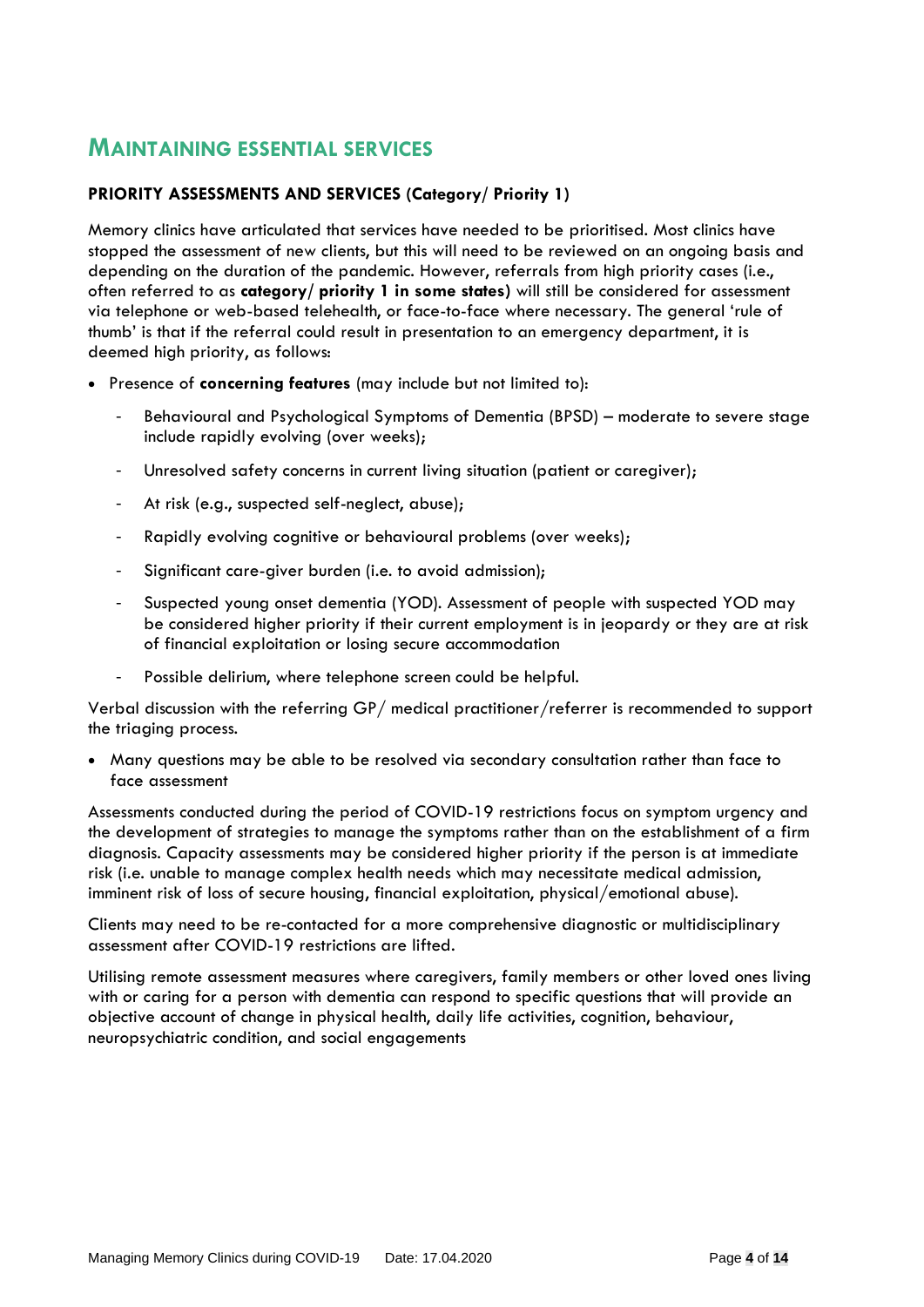## MAINTAINING ESSENTIAL SERVICES

### PRIORITY ASSESSMENTS AND SERVICES (Category/ Priority 1)

Memory clinics have articulated that services have needed to be prioritised. Most clinics have stopped the assessment of new clients, but this will need to be reviewed on an ongoing basis and depending on the duration of the pandemic. However, referrals from high priority cases (i.e., often referred to as **category/ priority 1 in some states)** will still be considered for assessment via telephone or web-based telehealth, or face-to-face where necessary. The general 'rule of thumb' is that if the referral could result in presentation to an emergency department, it is deemed high priority, as follows:

- Presence of **concerning features** (may include but not limited to):
  - Behavioural and Psychological Symptoms of Dementia (BPSD) – moderate to severe stage include rapidly evolving (over weeks);
  - Unresolved safety concerns in current living situation (patient or caregiver);
  - At risk (e.g., suspected self-neglect, abuse);
  - Rapidly evolving cognitive or behavioural problems (over weeks);
  - Significant care-giver burden (i.e. to avoid admission);
  - Suspected young onset dementia (YOD). Assessment of people with suspected YOD may be considered higher priority if their current employment is in jeopardy or they are at risk of financial exploitation or losing secure accommodation
  - Possible delirium, where telephone screen could be helpful.

Verbal discussion with the referring GP/ medical practitioner/referrer is recommended to support the triaging process.

- Many questions may be able to be resolved via secondary consultation rather than face to face assessment

Assessments conducted during the period of COVID-19 restrictions focus on symptom urgency and the development of strategies to manage the symptoms rather than on the establishment of a firm diagnosis. Capacity assessments may be considered higher priority if the person is at immediate risk (i.e. unable to manage complex health needs which may necessitate medical admission, imminent risk of loss of secure housing, financial exploitation, physical/emotional abuse).

Clients may need to be re-contacted for a more comprehensive diagnostic or multidisciplinary assessment after COVID-19 restrictions are lifted.

Utilising remote assessment measures where caregivers, family members or other loved ones living with or caring for a person with dementia can respond to specific questions that will provide an objective account of change in physical health, daily life activities, cognition, behaviour, neuropsychiatric condition, and social engagements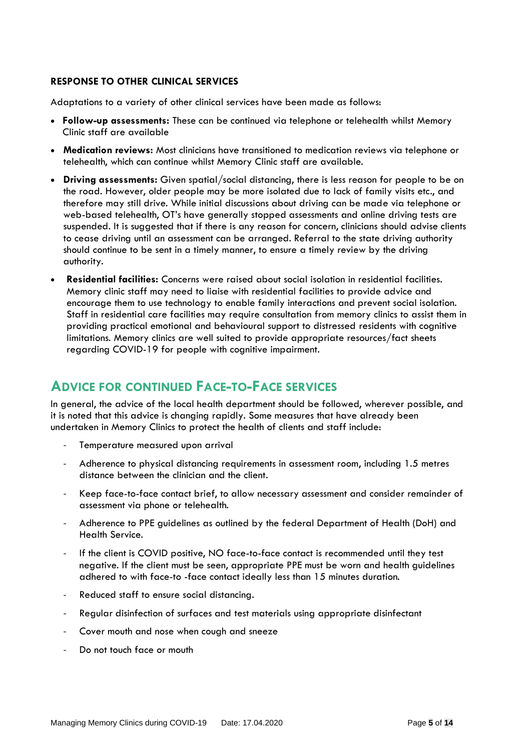**RESPONSE TO OTHER CLINICAL SERVICES**

Adaptations to a variety of other clinical services have been made as follows:

- **Follow-up assessments:** These can be continued via telephone or telehealth whilst Memory Clinic staff are available
- **Medication reviews:** Most clinicians have transitioned to medication reviews via telephone or telehealth, which can continue whilst Memory Clinic staff are available.
- **Driving assessments:** Given spatial/social distancing, there is less reason for people to be on the road. However, older people may be more isolated due to lack of family visits etc., and therefore may still drive. While initial discussions about driving can be made via telephone or web-based telehealth, OT's have generally stopped assessments and online driving tests are suspended. It is suggested that if there is any reason for concern, clinicians should advise clients to cease driving until an assessment can be arranged. Referral to the state driving authority should continue to be sent in a timely manner, to ensure a timely review by the driving authority.
- **Residential facilities:** Concerns were raised about social isolation in residential facilities. Memory clinic staff may need to liaise with residential facilities to provide advice and encourage them to use technology to enable family interactions and prevent social isolation. Staff in residential care facilities may require consultation from memory clinics to assist them in providing practical emotional and behavioural support to distressed residents with cognitive limitations. Memory clinics are well suited to provide appropriate resources/fact sheets regarding COVID-19 for people with cognitive impairment.

## ADVICE FOR CONTINUED FACE-TO-FACE SERVICES

In general, the advice of the local health department should be followed, wherever possible, and it is noted that this advice is changing rapidly. Some measures that have already been undertaken in Memory Clinics to protect the health of clients and staff include:

- Temperature measured upon arrival
- Adherence to physical distancing requirements in assessment room, including 1.5 metres distance between the clinician and the client.
- Keep face-to-face contact brief, to allow necessary assessment and consider remainder of assessment via phone or telehealth.
- Adherence to PPE guidelines as outlined by the federal Department of Health (DoH) and Health Service.
- If the client is COVID positive, NO face-to-face contact is recommended until they test negative. If the client must be seen, appropriate PPE must be worn and health guidelines adhered to with face-to -face contact ideally less than 15 minutes duration.
- Reduced staff to ensure social distancing.
- Regular disinfection of surfaces and test materials using appropriate disinfectant
- Cover mouth and nose when cough and sneeze
- Do not touch face or mouth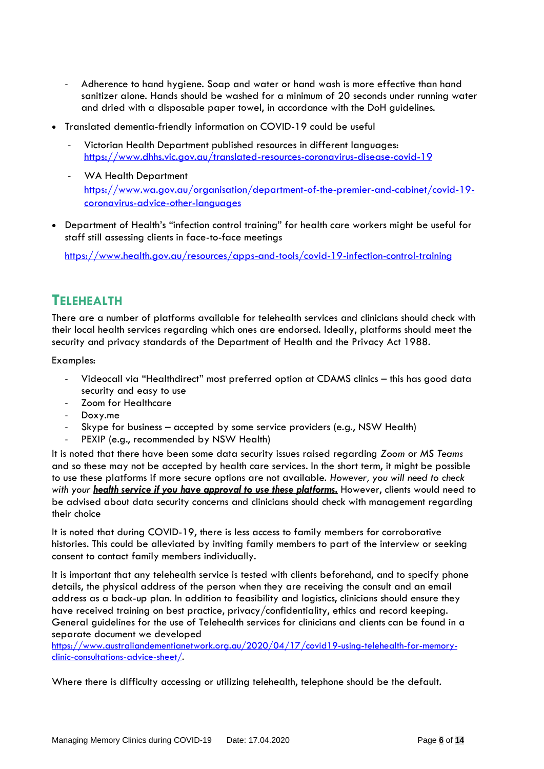- Adherence to hand hygiene. Soap and water or hand wash is more effective than hand sanitizer alone. Hands should be washed for a minimum of 20 seconds under running water and dried with a disposable paper towel, in accordance with the DoH guidelines.

- Translated dementia-friendly information on COVID-19 could be useful
  - Victorian Health Department published resources in different languages: https://www.dhhs.vic.gov.au/translated-resources-coronavirus-disease-covid-19
  - WA Health Department https://www.wa.gov.au/organisation/department-of-the-premier-and-cabinet/covid-19-coronavirus-advice-other-languages
- Department of Health's "infection control training" for health care workers might be useful for staff still assessing clients in face-to-face meetings

  https://www.health.gov.au/resources/apps-and-tools/covid-19-infection-control-training

## TELEHEALTH

There are a number of platforms available for telehealth services and clinicians should check with their local health services regarding which ones are endorsed. Ideally, platforms should meet the security and privacy standards of the Department of Health and the Privacy Act 1988.

Examples:

- Videocall via "Healthdirect" most preferred option at CDAMS clinics – this has good data security and easy to use
- Zoom for Healthcare
- Doxy.me
- Skype for business – accepted by some service providers (e.g., NSW Health)
- PEXIP (e.g., recommended by NSW Health)

It is noted that there have been some data security issues raised regarding *Zoom* or *MS Teams* and so these may not be accepted by health care services. In the short term, it might be possible to use these platforms if more secure options are not available. *However, you will need to check with your* ***health service if you have approval to use these platforms.*** However, clients would need to be advised about data security concerns and clinicians should check with management regarding their choice

It is noted that during COVID-19, there is less access to family members for corroborative histories. This could be alleviated by inviting family members to part of the interview or seeking consent to contact family members individually.

It is important that any telehealth service is tested with clients beforehand, and to specify phone details, the physical address of the person when they are receiving the consult and an email address as a back-up plan. In addition to feasibility and logistics, clinicians should ensure they have received training on best practice, privacy/confidentiality, ethics and record keeping. General guidelines for the use of Telehealth services for clinicians and clients can be found in a separate document we developed https://www.australiandementianetwork.org.au/2020/04/17/covid19-using-telehealth-for-memory-clinic-consultations-advice-sheet/.

Where there is difficulty accessing or utilizing telehealth, telephone should be the default.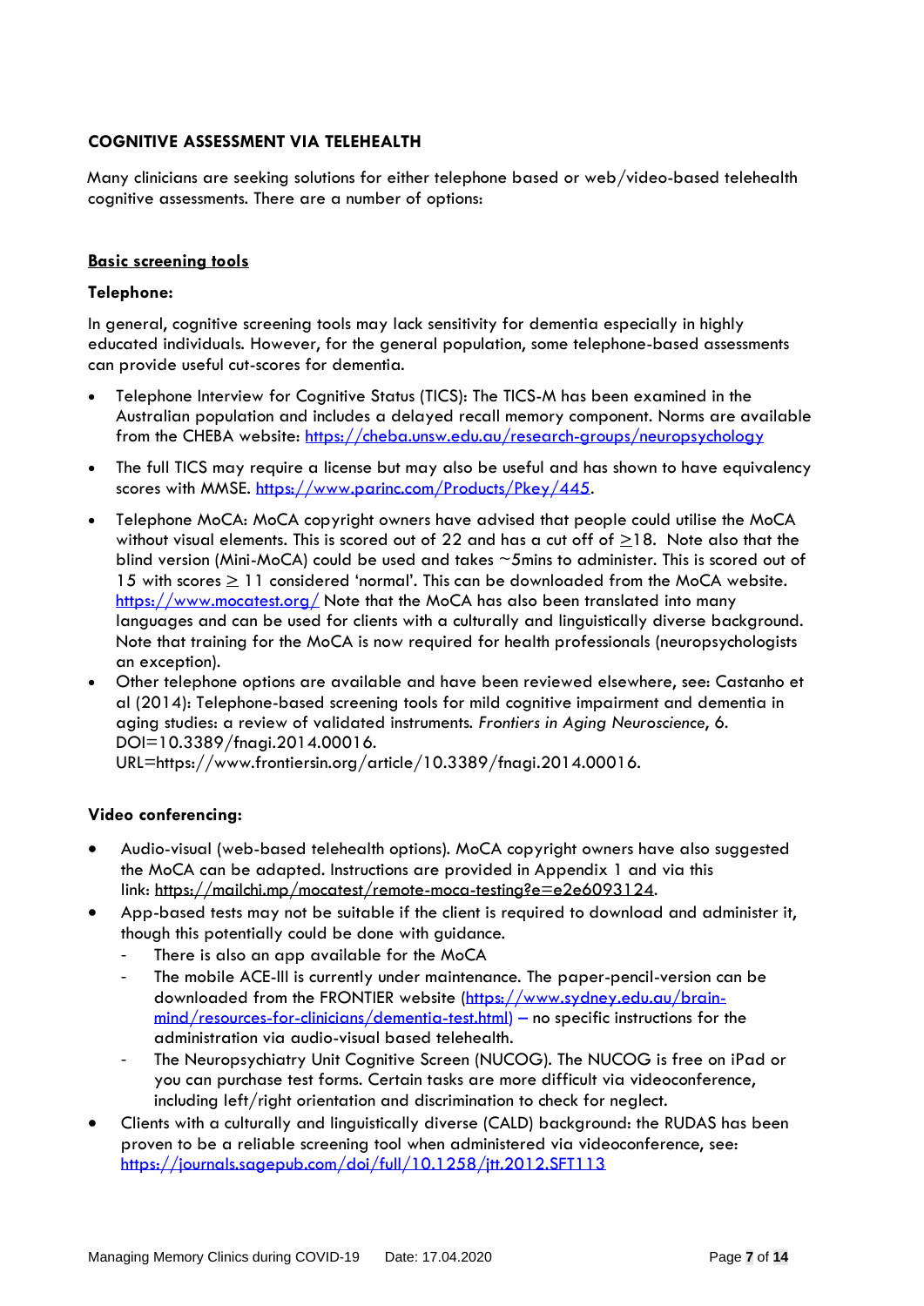## COGNITIVE ASSESSMENT VIA TELEHEALTH

Many clinicians are seeking solutions for either telephone based or web/video-based telehealth cognitive assessments. There are a number of options:

### Basic screening tools

**Telephone:**

In general, cognitive screening tools may lack sensitivity for dementia especially in highly educated individuals. However, for the general population, some telephone-based assessments can provide useful cut-scores for dementia.

- Telephone Interview for Cognitive Status (TICS): The TICS-M has been examined in the Australian population and includes a delayed recall memory component. Norms are available from the CHEBA website: https://cheba.unsw.edu.au/research-groups/neuropsychology
- The full TICS may require a license but may also be useful and has shown to have equivalency scores with MMSE. https://www.parinc.com/Products/Pkey/445.
- Telephone MoCA: MoCA copyright owners have advised that people could utilise the MoCA without visual elements. This is scored out of 22 and has a cut off of ≥18. Note also that the blind version (Mini-MoCA) could be used and takes ~5mins to administer. This is scored out of 15 with scores ≥ 11 considered 'normal'. This can be downloaded from the MoCA website. https://www.mocatest.org/ Note that the MoCA has also been translated into many languages and can be used for clients with a culturally and linguistically diverse background. Note that training for the MoCA is now required for health professionals (neuropsychologists an exception).
- Other telephone options are available and have been reviewed elsewhere, see: Castanho et al (2014): Telephone-based screening tools for mild cognitive impairment and dementia in aging studies: a review of validated instruments. *Frontiers in Aging Neuroscience*, 6. DOI=10.3389/fnagi.2014.00016. URL=https://www.frontiersin.org/article/10.3389/fnagi.2014.00016.

**Video conferencing:**

- Audio-visual (web-based telehealth options). MoCA copyright owners have also suggested the MoCA can be adapted. Instructions are provided in Appendix 1 and via this link: https://mailchi.mp/mocatest/remote-moca-testing?e=e2e6093124.
- App-based tests may not be suitable if the client is required to download and administer it, though this potentially could be done with guidance.
  - There is also an app available for the MoCA
  - The mobile ACE-III is currently under maintenance. The paper-pencil-version can be downloaded from the FRONTIER website (https://www.sydney.edu.au/brain-mind/resources-for-clinicians/dementia-test.html) – no specific instructions for the administration via audio-visual based telehealth.
  - The Neuropsychiatry Unit Cognitive Screen (NUCOG). The NUCOG is free on iPad or you can purchase test forms. Certain tasks are more difficult via videoconference, including left/right orientation and discrimination to check for neglect.
- Clients with a culturally and linguistically diverse (CALD) background: the RUDAS has been proven to be a reliable screening tool when administered via videoconference, see: https://journals.sagepub.com/doi/full/10.1258/jtt.2012.SFT113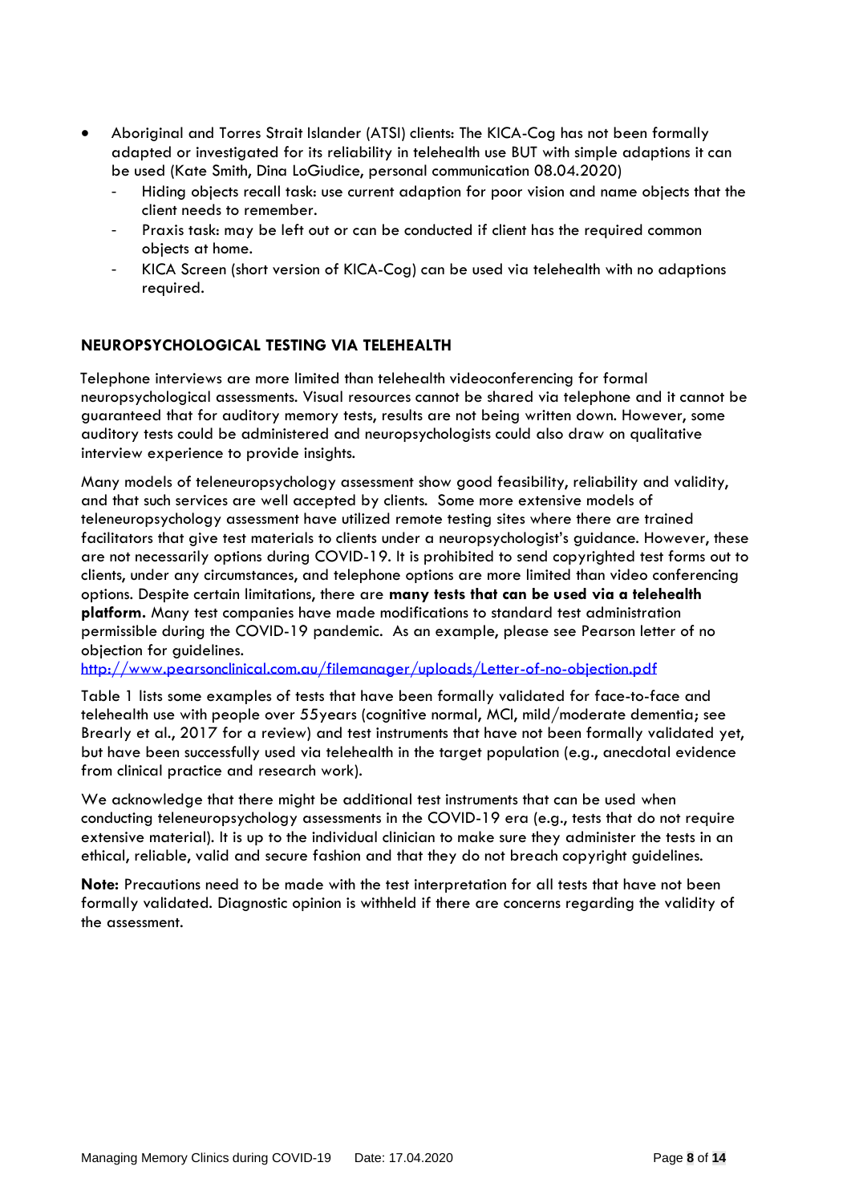- Aboriginal and Torres Strait Islander (ATSI) clients: The KICA-Cog has not been formally adapted or investigated for its reliability in telehealth use BUT with simple adaptions it can be used (Kate Smith, Dina LoGiudice, personal communication 08.04.2020)
  - Hiding objects recall task: use current adaption for poor vision and name objects that the client needs to remember.
  - Praxis task: may be left out or can be conducted if client has the required common objects at home.
  - KICA Screen (short version of KICA-Cog) can be used via telehealth with no adaptions required.

## NEUROPSYCHOLOGICAL TESTING VIA TELEHEALTH

Telephone interviews are more limited than telehealth videoconferencing for formal neuropsychological assessments. Visual resources cannot be shared via telephone and it cannot be guaranteed that for auditory memory tests, results are not being written down. However, some auditory tests could be administered and neuropsychologists could also draw on qualitative interview experience to provide insights.

Many models of teleneuropsychology assessment show good feasibility, reliability and validity, and that such services are well accepted by clients. Some more extensive models of teleneuropsychology assessment have utilized remote testing sites where there are trained facilitators that give test materials to clients under a neuropsychologist's guidance. However, these are not necessarily options during COVID-19. It is prohibited to send copyrighted test forms out to clients, under any circumstances, and telephone options are more limited than video conferencing options. Despite certain limitations, there are **many tests that can be used via a telehealth platform.** Many test companies have made modifications to standard test administration permissible during the COVID-19 pandemic. As an example, please see Pearson letter of no objection for guidelines.
http://www.pearsonclinical.com.au/filemanager/uploads/Letter-of-no-objection.pdf

Table 1 lists some examples of tests that have been formally validated for face-to-face and telehealth use with people over 55years (cognitive normal, MCI, mild/moderate dementia; see Brearly et al., 2017 for a review) and test instruments that have not been formally validated yet, but have been successfully used via telehealth in the target population (e.g., anecdotal evidence from clinical practice and research work).

We acknowledge that there might be additional test instruments that can be used when conducting teleneuropsychology assessments in the COVID-19 era (e.g., tests that do not require extensive material). It is up to the individual clinician to make sure they administer the tests in an ethical, reliable, valid and secure fashion and that they do not breach copyright guidelines.

**Note:** Precautions need to be made with the test interpretation for all tests that have not been formally validated. Diagnostic opinion is withheld if there are concerns regarding the validity of the assessment.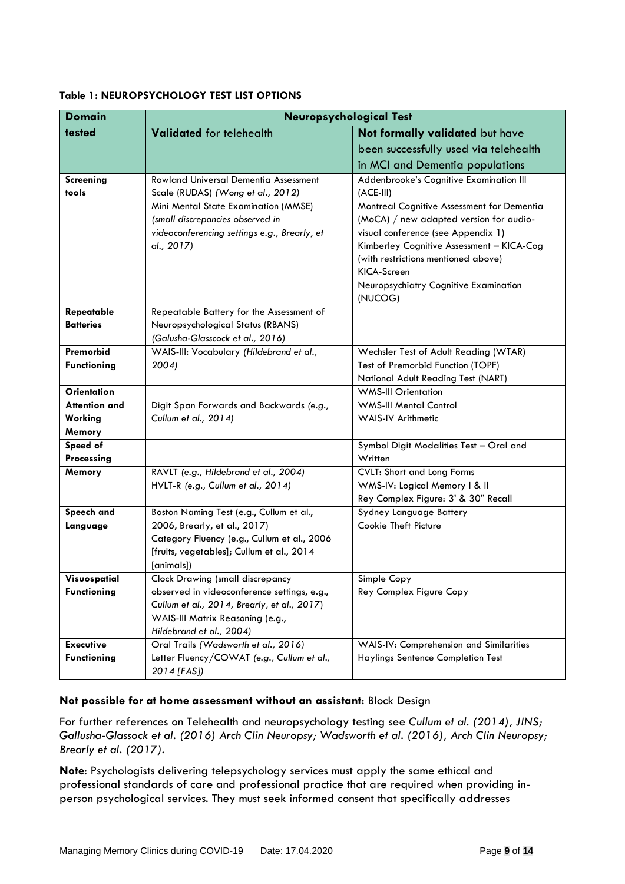**Table 1: NEUROPSYCHOLOGY TEST LIST OPTIONS**

| Domain tested | Neuropsychological Test | |
|---|---|---|
| | **Validated** for telehealth | **Not formally validated** but have been successfully used via telehealth in MCI and Dementia populations |
| **Screening tools** | Rowland Universal Dementia Assessment Scale (RUDAS) *(Wong et al., 2012)*<br>Mini Mental State Examination (MMSE) *(small discrepancies observed in videoconferencing settings e.g., Brearly, et al., 2017)* | Addenbrooke's Cognitive Examination III (ACE-III)<br>Montreal Cognitive Assessment for Dementia (MoCA) / new adapted version for audio-visual conference (see Appendix 1)<br>Kimberley Cognitive Assessment – KICA-Cog (with restrictions mentioned above)<br>KICA-Screen<br>Neuropsychiatry Cognitive Examination (NUCOG) |
| **Repeatable Batteries** | Repeatable Battery for the Assessment of Neuropsychological Status (RBANS) *(Galusha-Glasscock et al., 2016)* | |
| **Premorbid Functioning** | WAIS-III: Vocabulary *(Hildebrand et al., 2004)* | Wechsler Test of Adult Reading (WTAR)<br>Test of Premorbid Function (TOPF)<br>National Adult Reading Test (NART) |
| **Orientation** | | WMS-III Orientation |
| **Attention and Working Memory** | Digit Span Forwards and Backwards *(e.g., Cullum et al., 2014)* | WMS-III Mental Control<br>WAIS-IV Arithmetic |
| **Speed of Processing** | | Symbol Digit Modalities Test – Oral and Written |
| **Memory** | RAVLT *(e.g., Hildebrand et al., 2004)*<br>HVLT-R *(e.g., Cullum et al., 2014)* | CVLT: Short and Long Forms<br>WMS-IV: Logical Memory I & II<br>Rey Complex Figure: 3' & 30" Recall |
| **Speech and Language** | Boston Naming Test (e.g., Cullum et al., 2006, Brearly, et al., 2017)<br>Category Fluency (e.g., Cullum et al., 2006 [fruits, vegetables]; Cullum et al., 2014 [animals]) | Sydney Language Battery<br>Cookie Theft Picture |
| **Visuospatial Functioning** | Clock Drawing (small discrepancy observed in videoconference settings, e.g., *Cullum et al., 2014, Brearly, et al., 2017*)<br>WAIS-III Matrix Reasoning (e.g., *Hildebrand et al., 2004*) | Simple Copy<br>Rey Complex Figure Copy |
| **Executive Functioning** | Oral Trails *(Wadsworth et al., 2016)*<br>Letter Fluency/COWAT *(e.g., Cullum et al., 2014 [FAS])* | WAIS-IV: Comprehension and Similarities<br>Haylings Sentence Completion Test |

**Not possible for at home assessment without an assistant**: Block Design

For further references on Telehealth and neuropsychology testing see *Cullum et al. (2014), JINS; Gallusha-Glassock et al. (2016) Arch Clin Neuropsy; Wadsworth et al. (2016), Arch Clin Neuropsy; Brearly et al. (2017).*

**Note**: Psychologists delivering telepsychology services must apply the same ethical and professional standards of care and professional practice that are required when providing in-person psychological services. They must seek informed consent that specifically addresses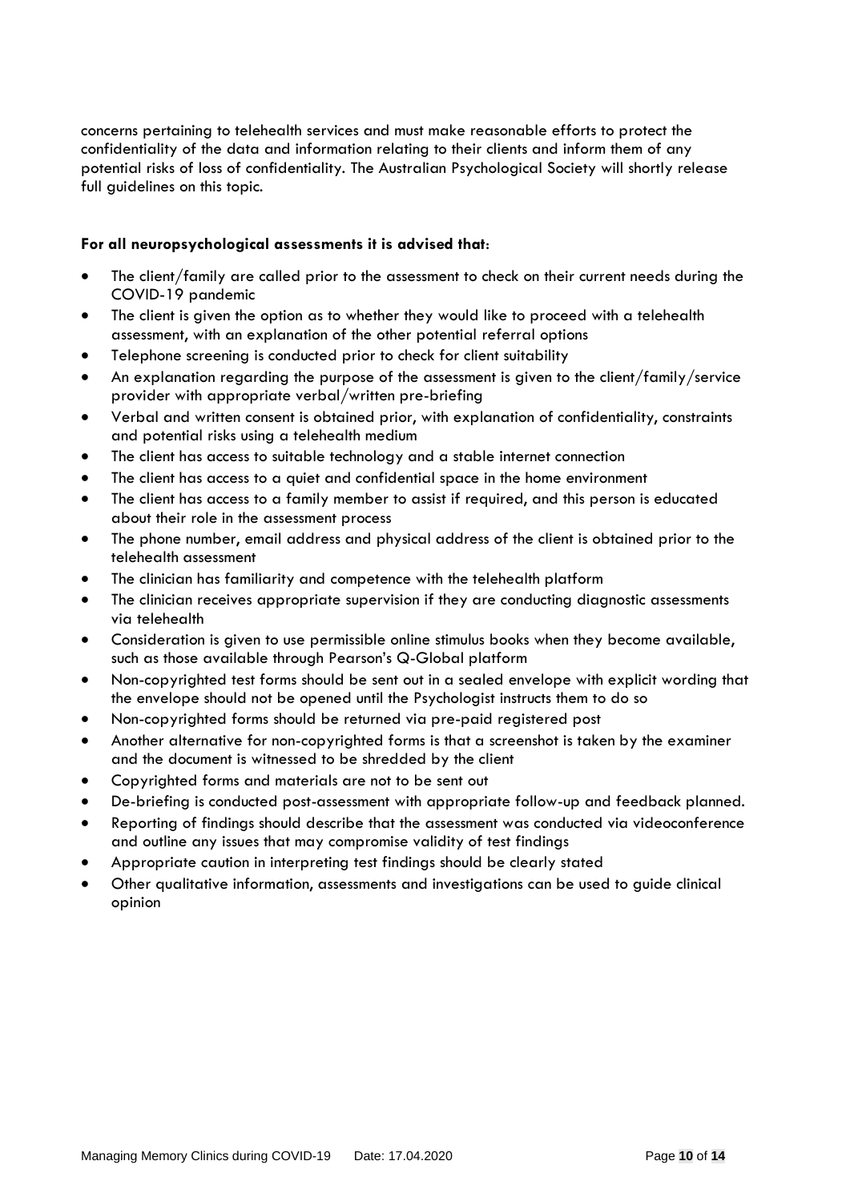concerns pertaining to telehealth services and must make reasonable efforts to protect the confidentiality of the data and information relating to their clients and inform them of any potential risks of loss of confidentiality. The Australian Psychological Society will shortly release full guidelines on this topic.

**For all neuropsychological assessments it is advised that**:

- The client/family are called prior to the assessment to check on their current needs during the COVID-19 pandemic
- The client is given the option as to whether they would like to proceed with a telehealth assessment, with an explanation of the other potential referral options
- Telephone screening is conducted prior to check for client suitability
- An explanation regarding the purpose of the assessment is given to the client/family/service provider with appropriate verbal/written pre-briefing
- Verbal and written consent is obtained prior, with explanation of confidentiality, constraints and potential risks using a telehealth medium
- The client has access to suitable technology and a stable internet connection
- The client has access to a quiet and confidential space in the home environment
- The client has access to a family member to assist if required, and this person is educated about their role in the assessment process
- The phone number, email address and physical address of the client is obtained prior to the telehealth assessment
- The clinician has familiarity and competence with the telehealth platform
- The clinician receives appropriate supervision if they are conducting diagnostic assessments via telehealth
- Consideration is given to use permissible online stimulus books when they become available, such as those available through Pearson's Q-Global platform
- Non-copyrighted test forms should be sent out in a sealed envelope with explicit wording that the envelope should not be opened until the Psychologist instructs them to do so
- Non-copyrighted forms should be returned via pre-paid registered post
- Another alternative for non-copyrighted forms is that a screenshot is taken by the examiner and the document is witnessed to be shredded by the client
- Copyrighted forms and materials are not to be sent out
- De-briefing is conducted post-assessment with appropriate follow-up and feedback planned.
- Reporting of findings should describe that the assessment was conducted via videoconference and outline any issues that may compromise validity of test findings
- Appropriate caution in interpreting test findings should be clearly stated
- Other qualitative information, assessments and investigations can be used to guide clinical opinion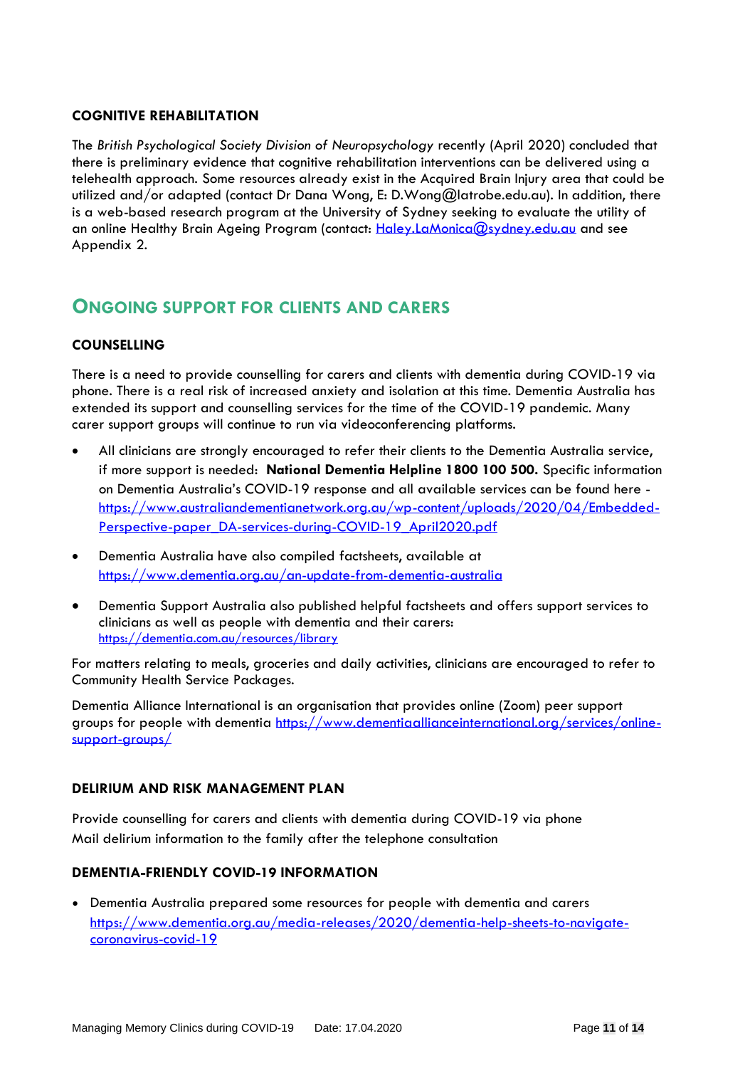### COGNITIVE REHABILITATION

The *British Psychological Society Division of Neuropsychology* recently (April 2020) concluded that there is preliminary evidence that cognitive rehabilitation interventions can be delivered using a telehealth approach. Some resources already exist in the Acquired Brain Injury area that could be utilized and/or adapted (contact Dr Dana Wong, E: D.Wong@latrobe.edu.au). In addition, there is a web-based research program at the University of Sydney seeking to evaluate the utility of an online Healthy Brain Ageing Program (contact: Haley.LaMonica@sydney.edu.au and see Appendix 2.

## ONGOING SUPPORT FOR CLIENTS AND CARERS

### COUNSELLING

There is a need to provide counselling for carers and clients with dementia during COVID-19 via phone. There is a real risk of increased anxiety and isolation at this time. Dementia Australia has extended its support and counselling services for the time of the COVID-19 pandemic. Many carer support groups will continue to run via videoconferencing platforms.

- All clinicians are strongly encouraged to refer their clients to the Dementia Australia service, if more support is needed: **National Dementia Helpline 1800 100 500.** Specific information on Dementia Australia's COVID-19 response and all available services can be found here - https://www.australiandementianetwork.org.au/wp-content/uploads/2020/04/Embedded-Perspective-paper_DA-services-during-COVID-19_April2020.pdf
- Dementia Australia have also compiled factsheets, available at https://www.dementia.org.au/an-update-from-dementia-australia
- Dementia Support Australia also published helpful factsheets and offers support services to clinicians as well as people with dementia and their carers: https://dementia.com.au/resources/library

For matters relating to meals, groceries and daily activities, clinicians are encouraged to refer to Community Health Service Packages.

Dementia Alliance International is an organisation that provides online (Zoom) peer support groups for people with dementia https://www.dementiaallianceinternational.org/services/online-support-groups/

### DELIRIUM AND RISK MANAGEMENT PLAN

Provide counselling for carers and clients with dementia during COVID-19 via phone
Mail delirium information to the family after the telephone consultation

### DEMENTIA-FRIENDLY COVID-19 INFORMATION

- Dementia Australia prepared some resources for people with dementia and carers https://www.dementia.org.au/media-releases/2020/dementia-help-sheets-to-navigate-coronavirus-covid-19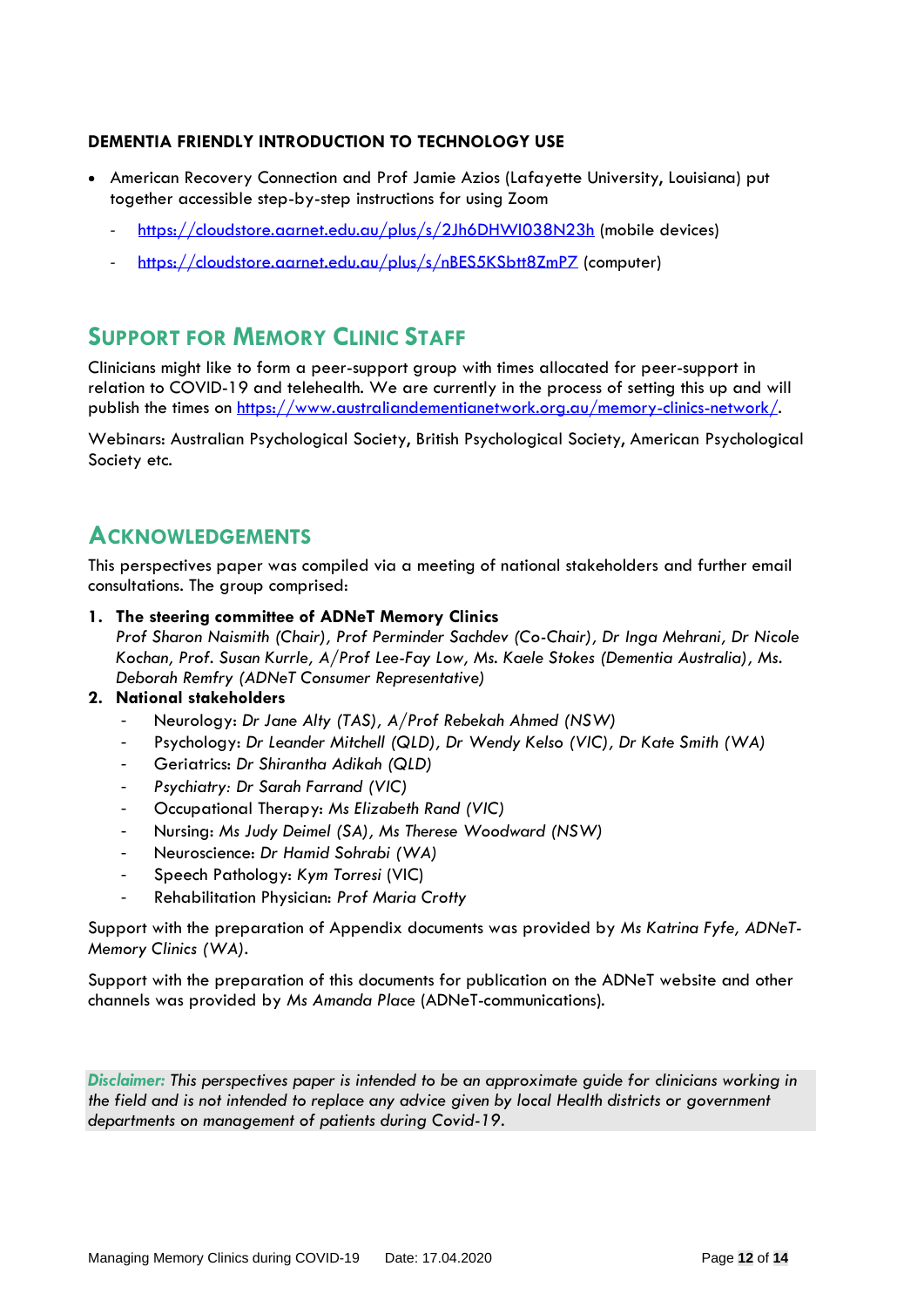**DEMENTIA FRIENDLY INTRODUCTION TO TECHNOLOGY USE**

- American Recovery Connection and Prof Jamie Azios (Lafayette University, Louisiana) put together accessible step-by-step instructions for using Zoom
  - https://cloudstore.aarnet.edu.au/plus/s/2Jh6DHWI038N23h (mobile devices)
  - https://cloudstore.aarnet.edu.au/plus/s/nBES5KSbtt8ZmP7 (computer)

## SUPPORT FOR MEMORY CLINIC STAFF

Clinicians might like to form a peer-support group with times allocated for peer-support in relation to COVID-19 and telehealth. We are currently in the process of setting this up and will publish the times on https://www.australiandementianetwork.org.au/memory-clinics-network/.

Webinars: Australian Psychological Society, British Psychological Society, American Psychological Society etc.

## ACKNOWLEDGEMENTS

This perspectives paper was compiled via a meeting of national stakeholders and further email consultations. The group comprised:

1. **The steering committee of ADNeT Memory Clinics**
   *Prof Sharon Naismith (Chair), Prof Perminder Sachdev (Co-Chair), Dr Inga Mehrani, Dr Nicole Kochan, Prof. Susan Kurrle, A/Prof Lee-Fay Low, Ms. Kaele Stokes (Dementia Australia), Ms. Deborah Remfry (ADNeT Consumer Representative)*
2. **National stakeholders**
   - Neurology: *Dr Jane Alty (TAS), A/Prof Rebekah Ahmed (NSW)*
   - Psychology: *Dr Leander Mitchell (QLD), Dr Wendy Kelso (VIC), Dr Kate Smith (WA)*
   - Geriatrics: *Dr Shirantha Adikah (QLD)*
   - *Psychiatry: Dr Sarah Farrand (VIC)*
   - Occupational Therapy: *Ms Elizabeth Rand (VIC)*
   - Nursing: *Ms Judy Deimel (SA), Ms Therese Woodward (NSW)*
   - Neuroscience: *Dr Hamid Sohrabi (WA)*
   - Speech Pathology: *Kym Torresi* (VIC)
   - Rehabilitation Physician: *Prof Maria Crotty*

Support with the preparation of Appendix documents was provided by *Ms Katrina Fyfe, ADNeT-Memory Clinics (WA)*.

Support with the preparation of this documents for publication on the ADNeT website and other channels was provided by *Ms Amanda Place* (ADNeT-communications).

***Disclaimer:*** *This perspectives paper is intended to be an approximate guide for clinicians working in the field and is not intended to replace any advice given by local Health districts or government departments on management of patients during Covid-19.*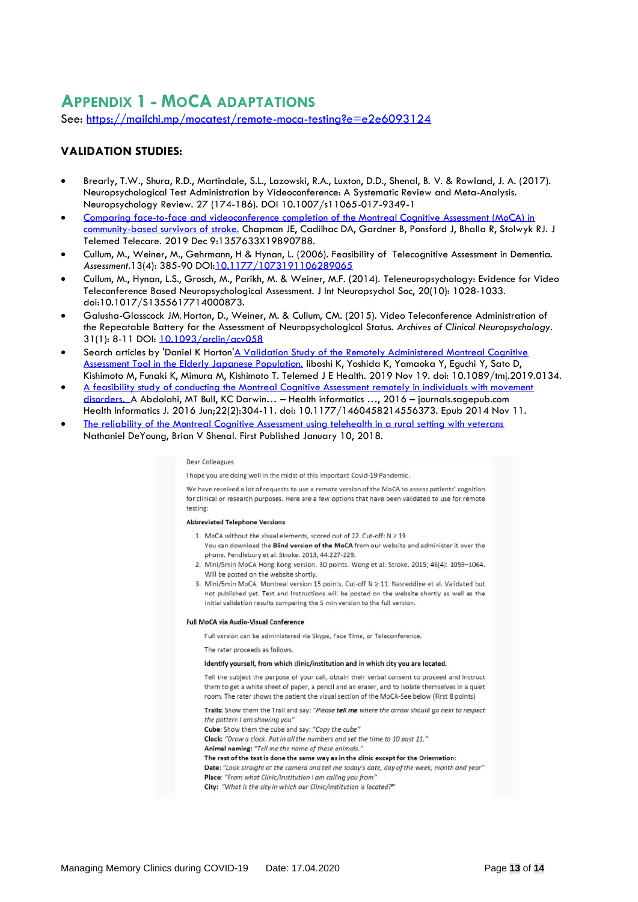## Appendix 1 - MoCA adaptations

See: https://mailchi.mp/mocatest/remote-moca-testing?e=e2e6093124

### VALIDATION STUDIES:

- Brearly, T.W., Shura, R.D., Martindale, S.L., Lazowski, R.A., Luxton, D.D., Shenal, B. V. & Rowland, J. A. (2017). Neuropsychological Test Administration by Videoconference: A Systematic Review and Meta-Analysis. Neuropsychology Review. 27 (174-186). DOI 10.1007/s11065-017-9349-1
- Comparing face-to-face and videoconference completion of the Montreal Cognitive Assessment (MoCA) in community-based survivors of stroke. Chapman JE, Cadilhac DA, Gardner B, Ponsford J, Bhalla R, Stolwyk RJ. J Telemed Telecare. 2019 Dec 9:1357633X19890788.
- Cullum, M., Weiner, M., Gehrmann, H & Hynan, L. (2006). Feasibility of Telecognitive Assessment in Dementia. *Assessment*.13(4): 385-90 DOI:10.1177/1073191106289065
- Cullum, M., Hynan, L.S., Grosch, M., Parikh, M. & Weiner, M.F. (2014). Teleneuropsychology: Evidence for Video Teleconference Based Neuropsychological Assessment. J Int Neuropsychol Soc, 20(10): 1028-1033. doi:10.1017/S1355617714000873.
- Galusha-Glasscock JM, Horton, D., Weiner, M. & Cullum, CM. (2015). Video Teleconference Administration of the Repeatable Battery for the Assessment of Neuropsychological Status. *Archives of Clinical Neuropsychology*. 31(1): 8-11 DOI: 10.1093/arclin/acv058
- Search articles by 'Daniel K Horton'A Validation Study of the Remotely Administered Montreal Cognitive Assessment Tool in the Elderly Japanese Population. Iiboshi K, Yoshida K, Yamaoka Y, Eguchi Y, Sato D, Kishimoto M, Funaki K, Mimura M, Kishimoto T. Telemed J E Health. 2019 Nov 19. doi: 10.1089/tmj.2019.0134.
- A feasibility study of conducting the Montreal Cognitive Assessment remotely in individuals with movement disorders. A Abdolahi, MT Bull, KC Darwin… – Health informatics …, 2016 – journals.sagepub.com Health Informatics J. 2016 Jun;22(2):304-11. doi: 10.1177/1460458214556373. Epub 2014 Nov 11.
- The reliability of the Montreal Cognitive Assessment using telehealth in a rural setting with veterans Nathaniel DeYoung, Brian V Shenal. First Published January 10, 2018.

Dear Colleagues

I hope you are doing well in the midst of this important Covid-19 Pandemic.

We have received a lot of requests to use a remote version of the MoCA to assess patients' cognition for clinical or research purposes. Here are a few options that have been validated to use for remote testing:

**Abbreviated Telephone Versions**

1. MoCA without the visual elements, scored out of 22. Cut-off: N ≥ 19
   You can download the **Blind version of the MoCA** from our website and administer it over the phone. Pendlebury et al. Stroke. 2013; 44:227-229.
2. Mini/5min MoCA Hong Kong version. 30 points. Wong et al. Stroke. 2015; 46(4): 1059–1064. Will be posted on the website shortly.
3. Mini/5min MoCA. Montreal version 15 points. Cut-off N ≥ 11. Nasreddine et al. Validated but not published yet. Test and Instructions will be posted on the website shortly as well as the initial validation results comparing the 5 min version to the full version.

**Full MoCA via Audio-Visual Conference**

Full version can be administered via Skype, Face Time, or Teleconference.

The rater proceeds as follows.

**Identify yourself, from which clinic/institution and in which city you are located.**

Tell the subject the purpose of your call, obtain their verbal consent to proceed and instruct them to get a white sheet of paper, a pencil and an eraser, and to isolate themselves in a quiet room. The rater shows the patient the visual section of the MoCA-See below (First 8 points)

**Trails**: Show them the Trail and say: *"Please **tell me** where the arrow should go next to respect the pattern I am showing you"*
**Cube**: Show them the cube and say: *"Copy the cube"*
**Clock**: *"Draw a clock. Put in all the numbers and set the time to 10 past 11."*
**Animal naming**: *"Tell me the name of these animals."*
**The rest of the test is done the same way as in the clinic except for the Orientation:**
**Date**: *"Look straight at the camera and tell me today's date, day of the week, month and year"*
**Place**: *"From what Clinic/Institution I am calling you from"*
**City**: *"What is the city in which our Clinic/institution is located?"*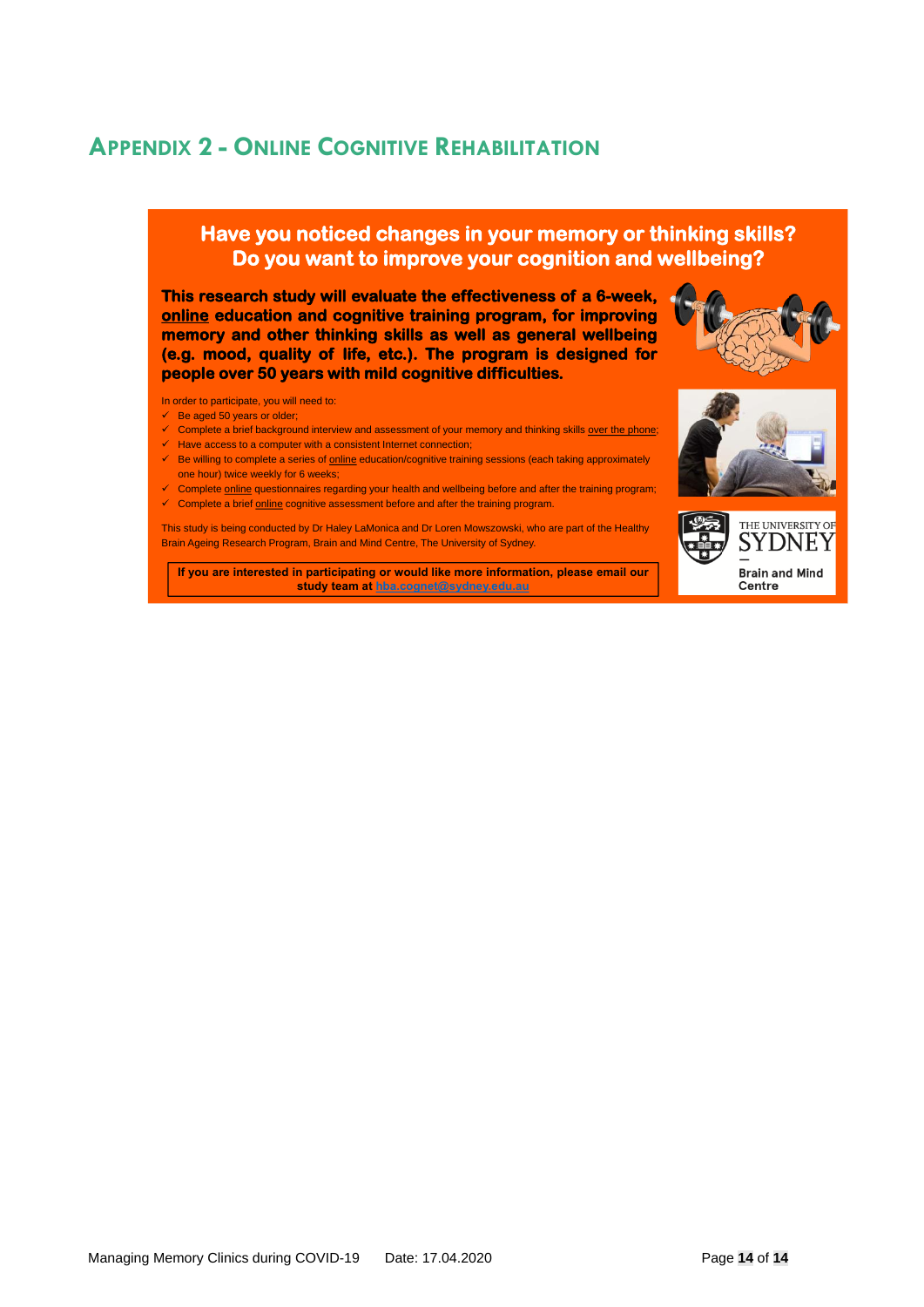## Appendix 2 - Online Cognitive Rehabilitation

**Have you noticed changes in your memory or thinking skills?**
**Do you want to improve your cognition and wellbeing?**

**This research study will evaluate the effectiveness of a 6-week, online education and cognitive training program, for improving memory and other thinking skills as well as general wellbeing (e.g. mood, quality of life, etc.). The program is designed for people over 50 years with mild cognitive difficulties.**

In order to participate, you will need to:

- ✓ Be aged 50 years or older;
- ✓ Complete a brief background interview and assessment of your memory and thinking skills over the phone;
- ✓ Have access to a computer with a consistent Internet connection;
- ✓ Be willing to complete a series of online education/cognitive training sessions (each taking approximately one hour) twice weekly for 6 weeks;
- ✓ Complete online questionnaires regarding your health and wellbeing before and after the training program;
- ✓ Complete a brief online cognitive assessment before and after the training program.

This study is being conducted by Dr Haley LaMonica and Dr Loren Mowszowski, who are part of the Healthy Brain Ageing Research Program, Brain and Mind Centre, The University of Sydney.

**If you are interested in participating or would like more information, please email our study team at hba.cognet@sydney.edu.au**

THE UNIVERSITY OF SYDNEY

Brain and Mind Centre